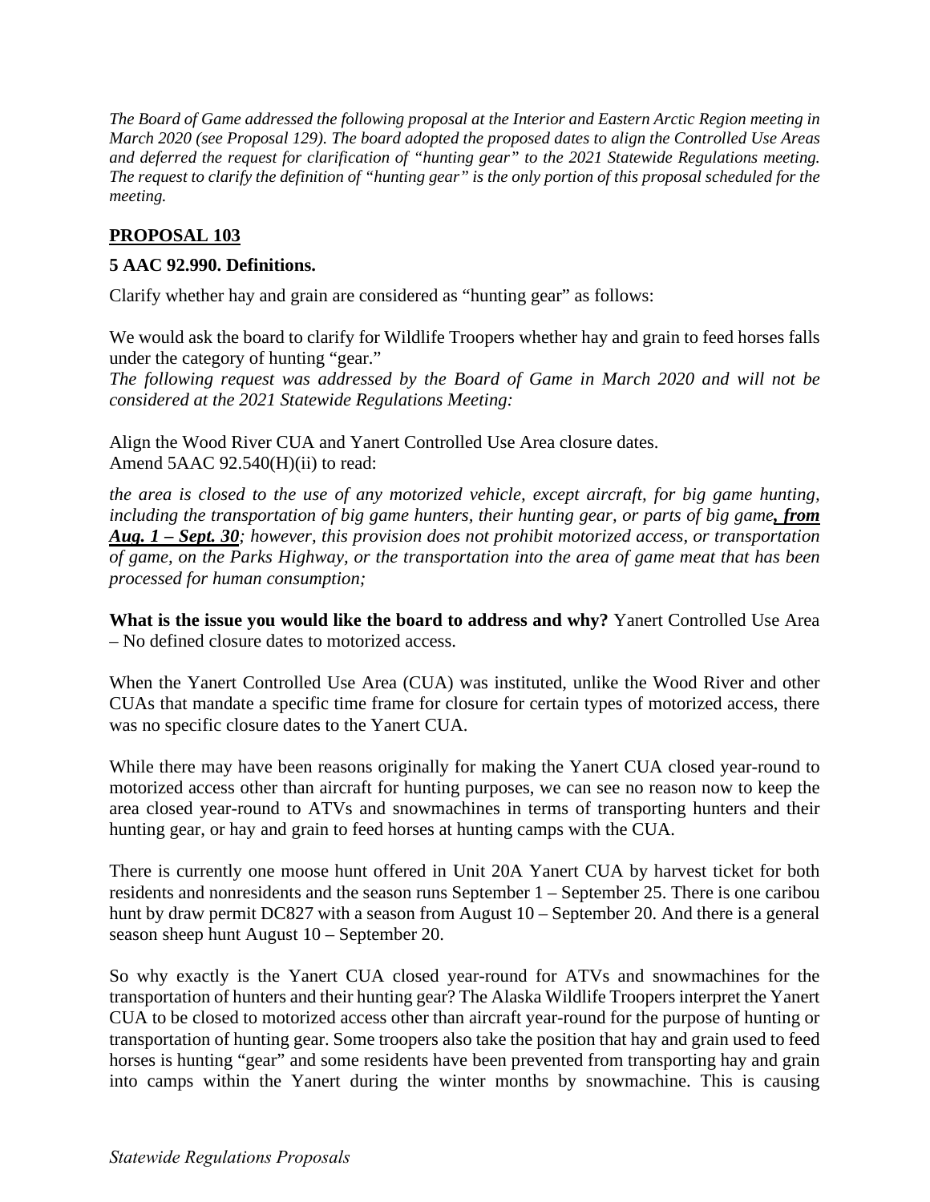*The Board of Game addressed the following proposal at the Interior and Eastern Arctic Region meeting in March 2020 (see Proposal 129). The board adopted the proposed dates to align the Controlled Use Areas and deferred the request for clarification of "hunting gear" to the 2021 Statewide Regulations meeting. The request to clarify the definition of "hunting gear" is the only portion of this proposal scheduled for the meeting.*

## PROPOSAL 103

### 5 AAC 92.990. Definitions.

Clarify whether hay and grain are considered as "hunting gear" as follows:

We would ask the board to clarify for Wildlife Troopers whether hay and grain to feed horses falls under the category of hunting "gear."

*The following request was addressed by the Board of Game in March 2020 and will not be considered at the 2021 Statewide Regulations Meeting:*

Align the Wood River CUA and Yanert Controlled Use Area closure dates.
Amend 5AAC 92.540(H)(ii) to read:

*the area is closed to the use of any motorized vehicle, except aircraft, for big game hunting, including the transportation of big game hunters, their hunting gear, or parts of big game****, from Aug. 1 – Sept. 30****; however, this provision does not prohibit motorized access, or transportation of game, on the Parks Highway, or the transportation into the area of game meat that has been processed for human consumption;*

**What is the issue you would like the board to address and why?** Yanert Controlled Use Area – No defined closure dates to motorized access.

When the Yanert Controlled Use Area (CUA) was instituted, unlike the Wood River and other CUAs that mandate a specific time frame for closure for certain types of motorized access, there was no specific closure dates to the Yanert CUA.

While there may have been reasons originally for making the Yanert CUA closed year-round to motorized access other than aircraft for hunting purposes, we can see no reason now to keep the area closed year-round to ATVs and snowmachines in terms of transporting hunters and their hunting gear, or hay and grain to feed horses at hunting camps with the CUA.

There is currently one moose hunt offered in Unit 20A Yanert CUA by harvest ticket for both residents and nonresidents and the season runs September 1 – September 25. There is one caribou hunt by draw permit DC827 with a season from August 10 – September 20. And there is a general season sheep hunt August 10 – September 20.

So why exactly is the Yanert CUA closed year-round for ATVs and snowmachines for the transportation of hunters and their hunting gear? The Alaska Wildlife Troopers interpret the Yanert CUA to be closed to motorized access other than aircraft year-round for the purpose of hunting or transportation of hunting gear. Some troopers also take the position that hay and grain used to feed horses is hunting "gear" and some residents have been prevented from transporting hay and grain into camps within the Yanert during the winter months by snowmachine. This is causing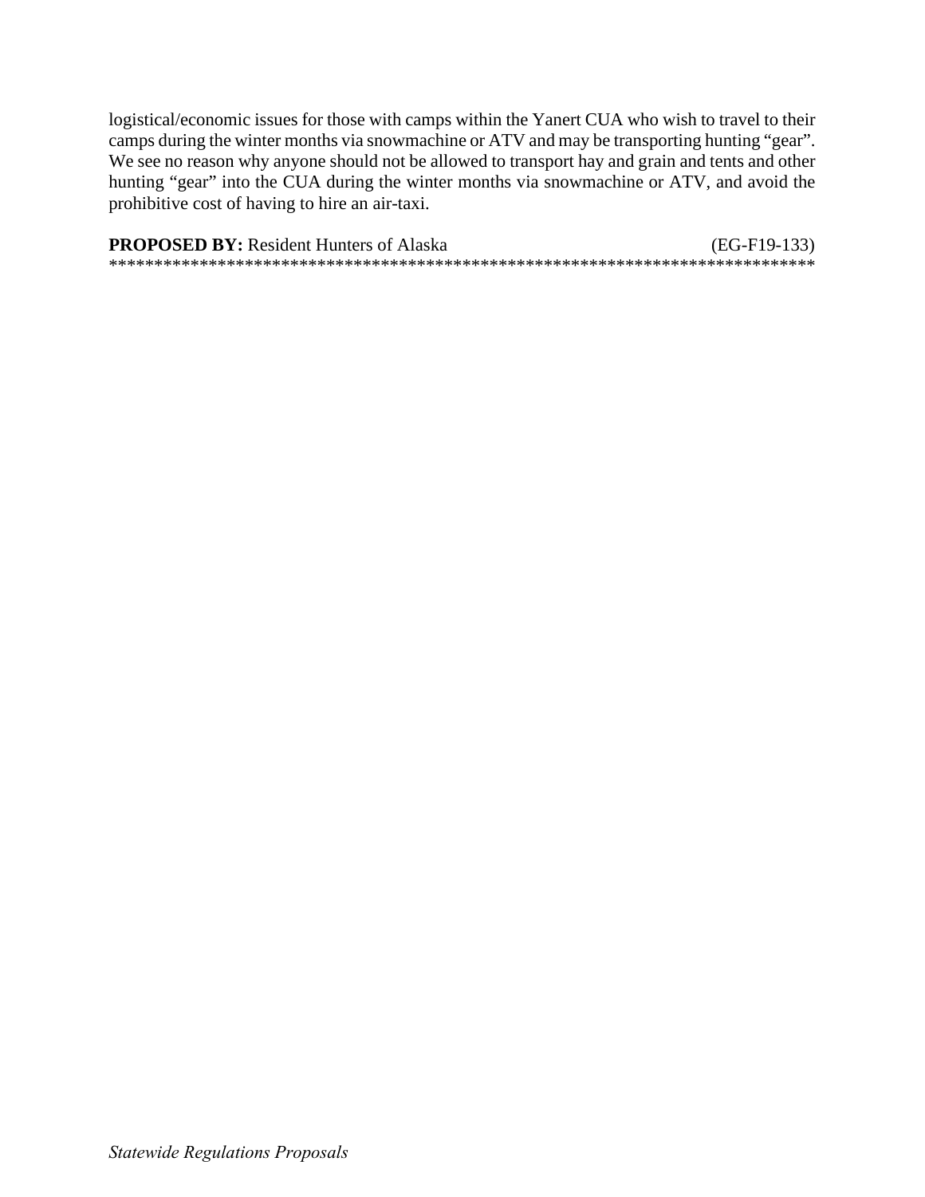logistical/economic issues for those with camps within the Yanert CUA who wish to travel to their camps during the winter months via snowmachine or ATV and may be transporting hunting "gear". We see no reason why anyone should not be allowed to transport hay and grain and tents and other hunting "gear" into the CUA during the winter months via snowmachine or ATV, and avoid the prohibitive cost of having to hire an air-taxi.

**PROPOSED BY:** Resident Hunters of Alaska (EG-F19-133)

******************************************************************************